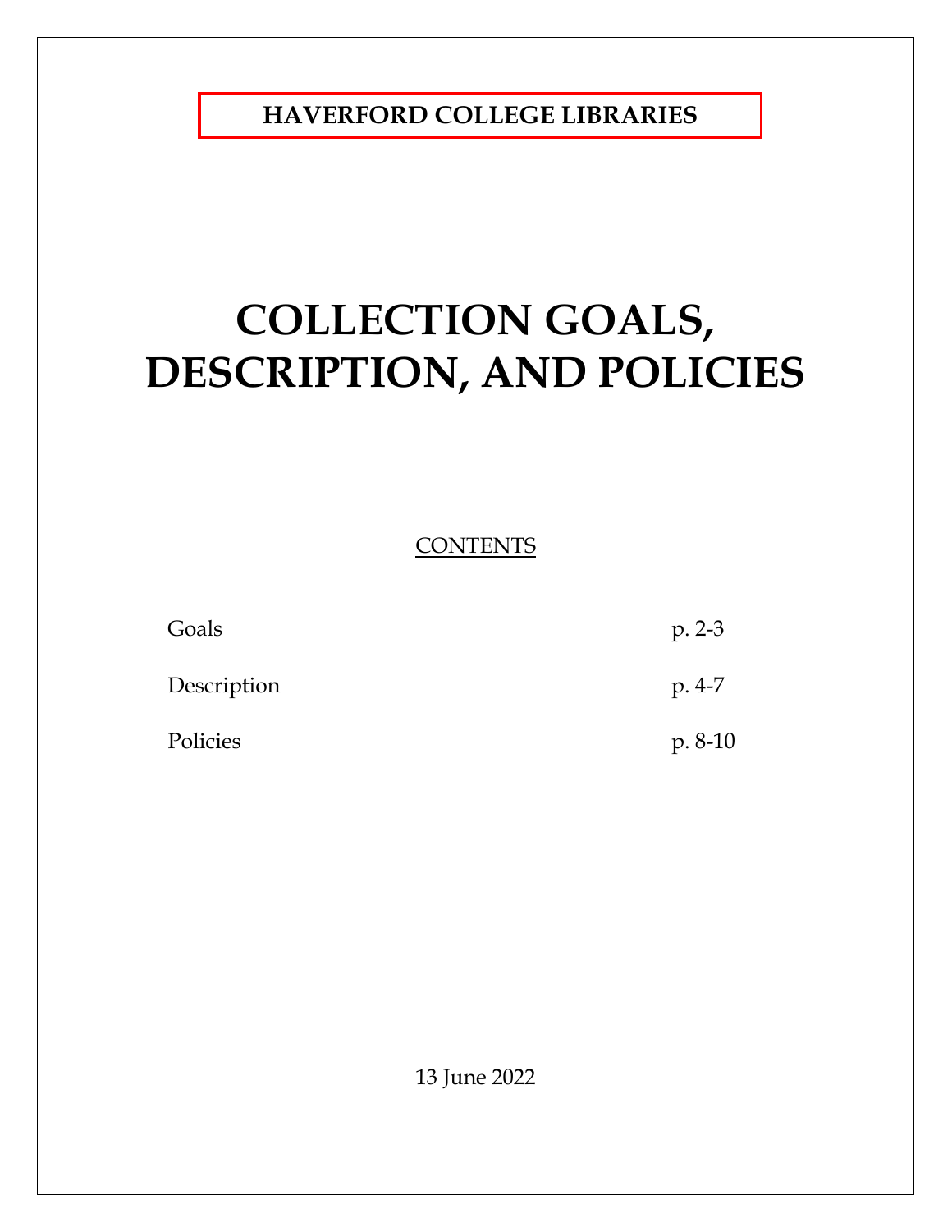**HAVERFORD COLLEGE LIBRARIES**

# COLLECTION GOALS, DESCRIPTION, AND POLICIES

CONTENTS

| | |
|---|---|
| Goals | p. 2-3 |
| Description | p. 4-7 |
| Policies | p. 8-10 |

13 June 2022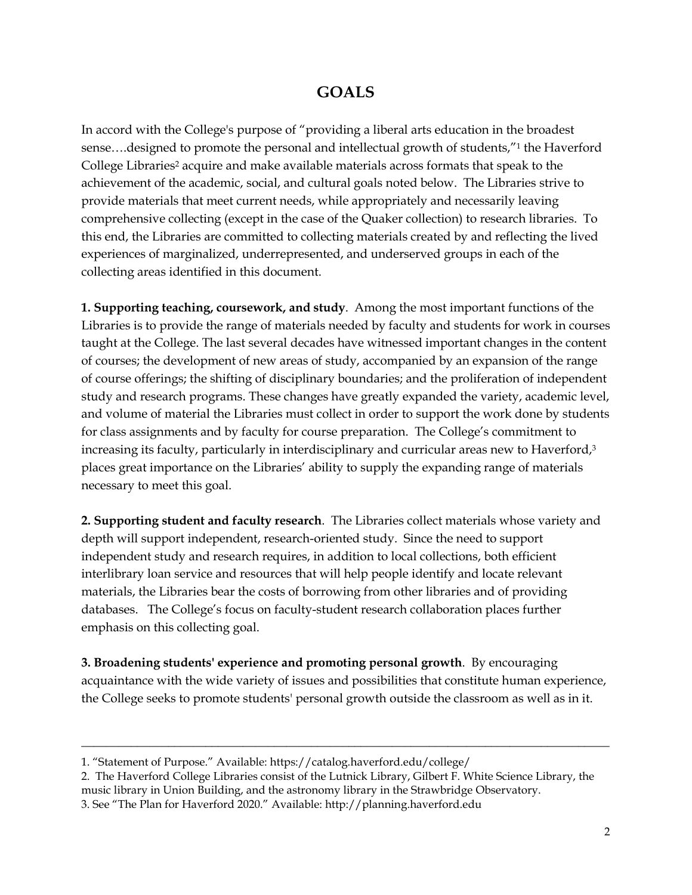# GOALS

In accord with the College's purpose of "providing a liberal arts education in the broadest sense….designed to promote the personal and intellectual growth of students,"[1] the Haverford College Libraries[2] acquire and make available materials across formats that speak to the achievement of the academic, social, and cultural goals noted below. The Libraries strive to provide materials that meet current needs, while appropriately and necessarily leaving comprehensive collecting (except in the case of the Quaker collection) to research libraries. To this end, the Libraries are committed to collecting materials created by and reflecting the lived experiences of marginalized, underrepresented, and underserved groups in each of the collecting areas identified in this document.

**1. Supporting teaching, coursework, and study**. Among the most important functions of the Libraries is to provide the range of materials needed by faculty and students for work in courses taught at the College. The last several decades have witnessed important changes in the content of courses; the development of new areas of study, accompanied by an expansion of the range of course offerings; the shifting of disciplinary boundaries; and the proliferation of independent study and research programs. These changes have greatly expanded the variety, academic level, and volume of material the Libraries must collect in order to support the work done by students for class assignments and by faculty for course preparation. The College's commitment to increasing its faculty, particularly in interdisciplinary and curricular areas new to Haverford,[3] places great importance on the Libraries' ability to supply the expanding range of materials necessary to meet this goal.

**2. Supporting student and faculty research**. The Libraries collect materials whose variety and depth will support independent, research-oriented study. Since the need to support independent study and research requires, in addition to local collections, both efficient interlibrary loan service and resources that will help people identify and locate relevant materials, the Libraries bear the costs of borrowing from other libraries and of providing databases. The College's focus on faculty-student research collaboration places further emphasis on this collecting goal.

**3. Broadening students' experience and promoting personal growth**. By encouraging acquaintance with the wide variety of issues and possibilities that constitute human experience, the College seeks to promote students' personal growth outside the classroom as well as in it.

---

1. "Statement of Purpose." Available: https://catalog.haverford.edu/college/
2. The Haverford College Libraries consist of the Lutnick Library, Gilbert F. White Science Library, the music library in Union Building, and the astronomy library in the Strawbridge Observatory.
3. See "The Plan for Haverford 2020." Available: http://planning.haverford.edu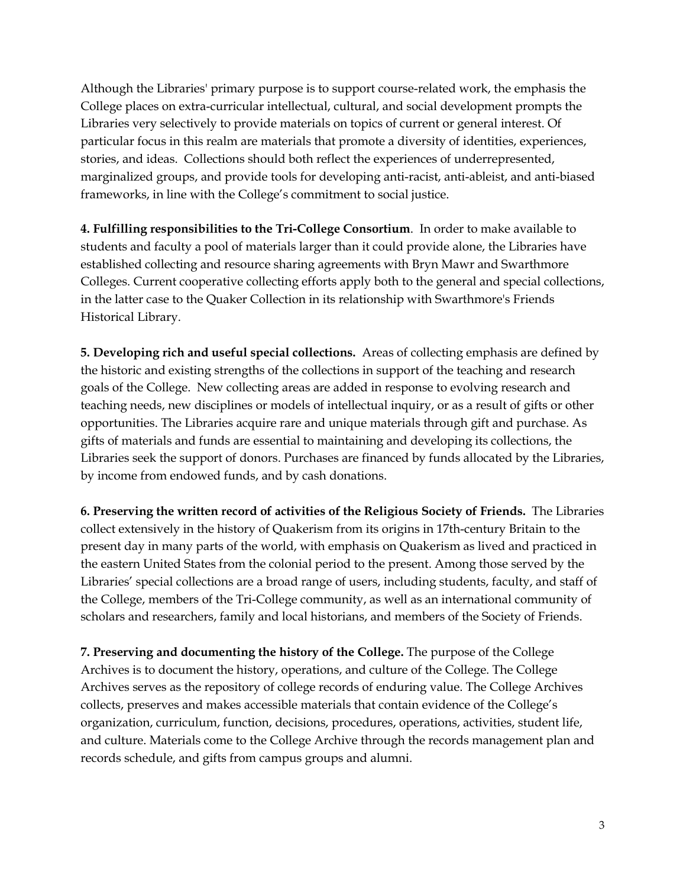Although the Libraries' primary purpose is to support course-related work, the emphasis the College places on extra-curricular intellectual, cultural, and social development prompts the Libraries very selectively to provide materials on topics of current or general interest. Of particular focus in this realm are materials that promote a diversity of identities, experiences, stories, and ideas. Collections should both reflect the experiences of underrepresented, marginalized groups, and provide tools for developing anti-racist, anti-ableist, and anti-biased frameworks, in line with the College's commitment to social justice.

**4. Fulfilling responsibilities to the Tri-College Consortium**. In order to make available to students and faculty a pool of materials larger than it could provide alone, the Libraries have established collecting and resource sharing agreements with Bryn Mawr and Swarthmore Colleges. Current cooperative collecting efforts apply both to the general and special collections, in the latter case to the Quaker Collection in its relationship with Swarthmore's Friends Historical Library.

**5. Developing rich and useful special collections.** Areas of collecting emphasis are defined by the historic and existing strengths of the collections in support of the teaching and research goals of the College. New collecting areas are added in response to evolving research and teaching needs, new disciplines or models of intellectual inquiry, or as a result of gifts or other opportunities. The Libraries acquire rare and unique materials through gift and purchase. As gifts of materials and funds are essential to maintaining and developing its collections, the Libraries seek the support of donors. Purchases are financed by funds allocated by the Libraries, by income from endowed funds, and by cash donations.

**6. Preserving the written record of activities of the Religious Society of Friends.** The Libraries collect extensively in the history of Quakerism from its origins in 17th-century Britain to the present day in many parts of the world, with emphasis on Quakerism as lived and practiced in the eastern United States from the colonial period to the present. Among those served by the Libraries' special collections are a broad range of users, including students, faculty, and staff of the College, members of the Tri-College community, as well as an international community of scholars and researchers, family and local historians, and members of the Society of Friends.

**7. Preserving and documenting the history of the College.** The purpose of the College Archives is to document the history, operations, and culture of the College. The College Archives serves as the repository of college records of enduring value. The College Archives collects, preserves and makes accessible materials that contain evidence of the College's organization, curriculum, function, decisions, procedures, operations, activities, student life, and culture. Materials come to the College Archive through the records management plan and records schedule, and gifts from campus groups and alumni.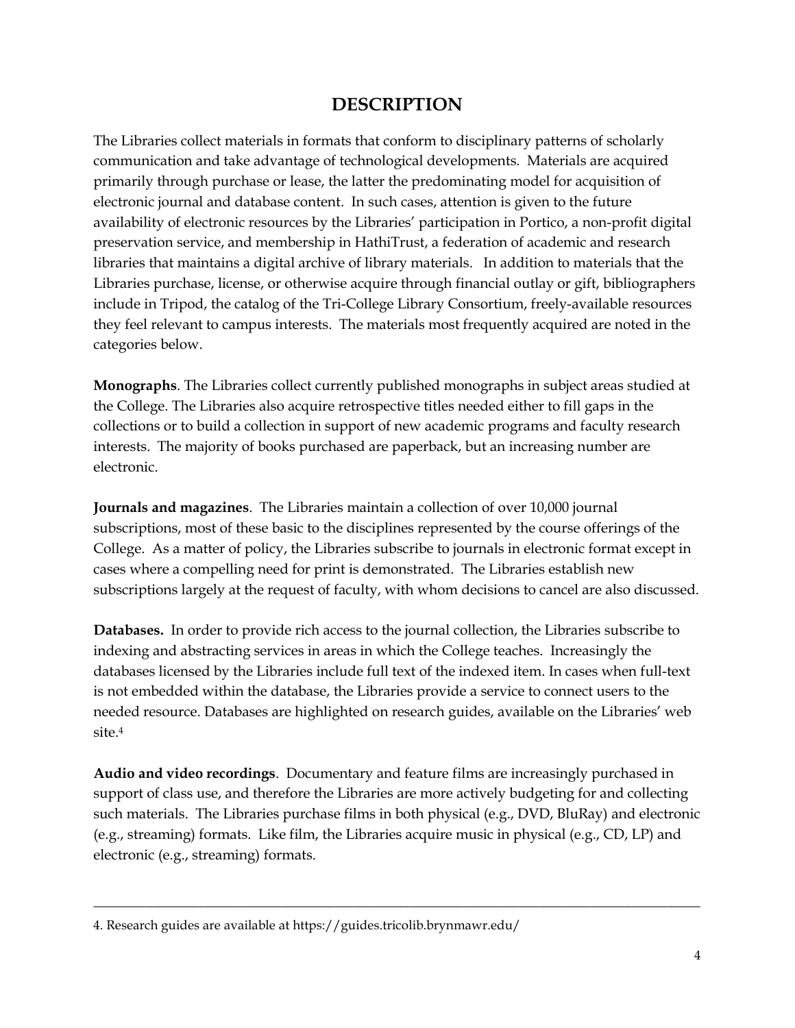# DESCRIPTION

The Libraries collect materials in formats that conform to disciplinary patterns of scholarly communication and take advantage of technological developments. Materials are acquired primarily through purchase or lease, the latter the predominating model for acquisition of electronic journal and database content. In such cases, attention is given to the future availability of electronic resources by the Libraries' participation in Portico, a non-profit digital preservation service, and membership in HathiTrust, a federation of academic and research libraries that maintains a digital archive of library materials. In addition to materials that the Libraries purchase, license, or otherwise acquire through financial outlay or gift, bibliographers include in Tripod, the catalog of the Tri-College Library Consortium, freely-available resources they feel relevant to campus interests. The materials most frequently acquired are noted in the categories below.

**Monographs**. The Libraries collect currently published monographs in subject areas studied at the College. The Libraries also acquire retrospective titles needed either to fill gaps in the collections or to build a collection in support of new academic programs and faculty research interests. The majority of books purchased are paperback, but an increasing number are electronic.

**Journals and magazines**. The Libraries maintain a collection of over 10,000 journal subscriptions, most of these basic to the disciplines represented by the course offerings of the College. As a matter of policy, the Libraries subscribe to journals in electronic format except in cases where a compelling need for print is demonstrated. The Libraries establish new subscriptions largely at the request of faculty, with whom decisions to cancel are also discussed.

**Databases.** In order to provide rich access to the journal collection, the Libraries subscribe to indexing and abstracting services in areas in which the College teaches. Increasingly the databases licensed by the Libraries include full text of the indexed item. In cases when full-text is not embedded within the database, the Libraries provide a service to connect users to the needed resource. Databases are highlighted on research guides, available on the Libraries' web site.[4]

**Audio and video recordings**. Documentary and feature films are increasingly purchased in support of class use, and therefore the Libraries are more actively budgeting for and collecting such materials. The Libraries purchase films in both physical (e.g., DVD, BluRay) and electronic (e.g., streaming) formats. Like film, the Libraries acquire music in physical (e.g., CD, LP) and electronic (e.g., streaming) formats.

---

4. Research guides are available at https://guides.tricolib.brynmawr.edu/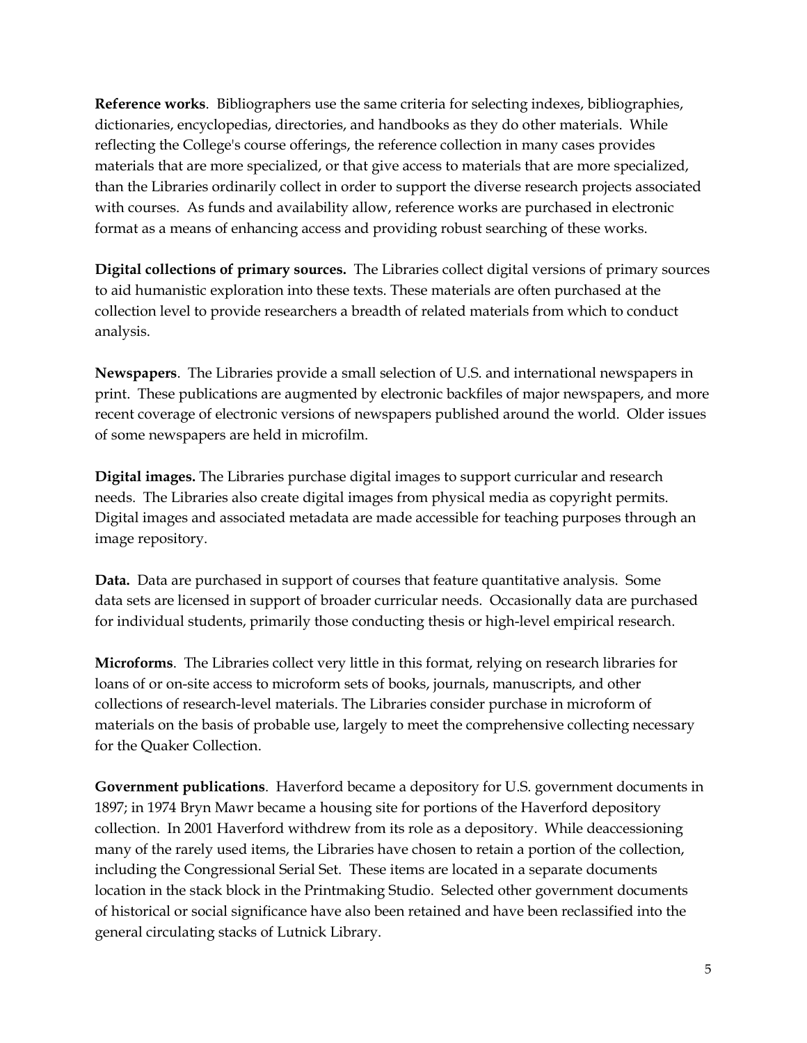**Reference works**. Bibliographers use the same criteria for selecting indexes, bibliographies, dictionaries, encyclopedias, directories, and handbooks as they do other materials. While reflecting the College's course offerings, the reference collection in many cases provides materials that are more specialized, or that give access to materials that are more specialized, than the Libraries ordinarily collect in order to support the diverse research projects associated with courses. As funds and availability allow, reference works are purchased in electronic format as a means of enhancing access and providing robust searching of these works.

**Digital collections of primary sources.** The Libraries collect digital versions of primary sources to aid humanistic exploration into these texts. These materials are often purchased at the collection level to provide researchers a breadth of related materials from which to conduct analysis.

**Newspapers**. The Libraries provide a small selection of U.S. and international newspapers in print. These publications are augmented by electronic backfiles of major newspapers, and more recent coverage of electronic versions of newspapers published around the world. Older issues of some newspapers are held in microfilm.

**Digital images.** The Libraries purchase digital images to support curricular and research needs. The Libraries also create digital images from physical media as copyright permits. Digital images and associated metadata are made accessible for teaching purposes through an image repository.

**Data.** Data are purchased in support of courses that feature quantitative analysis. Some data sets are licensed in support of broader curricular needs. Occasionally data are purchased for individual students, primarily those conducting thesis or high-level empirical research.

**Microforms**. The Libraries collect very little in this format, relying on research libraries for loans of or on-site access to microform sets of books, journals, manuscripts, and other collections of research-level materials. The Libraries consider purchase in microform of materials on the basis of probable use, largely to meet the comprehensive collecting necessary for the Quaker Collection.

**Government publications**. Haverford became a depository for U.S. government documents in 1897; in 1974 Bryn Mawr became a housing site for portions of the Haverford depository collection. In 2001 Haverford withdrew from its role as a depository. While deaccessioning many of the rarely used items, the Libraries have chosen to retain a portion of the collection, including the Congressional Serial Set. These items are located in a separate documents location in the stack block in the Printmaking Studio. Selected other government documents of historical or social significance have also been retained and have been reclassified into the general circulating stacks of Lutnick Library.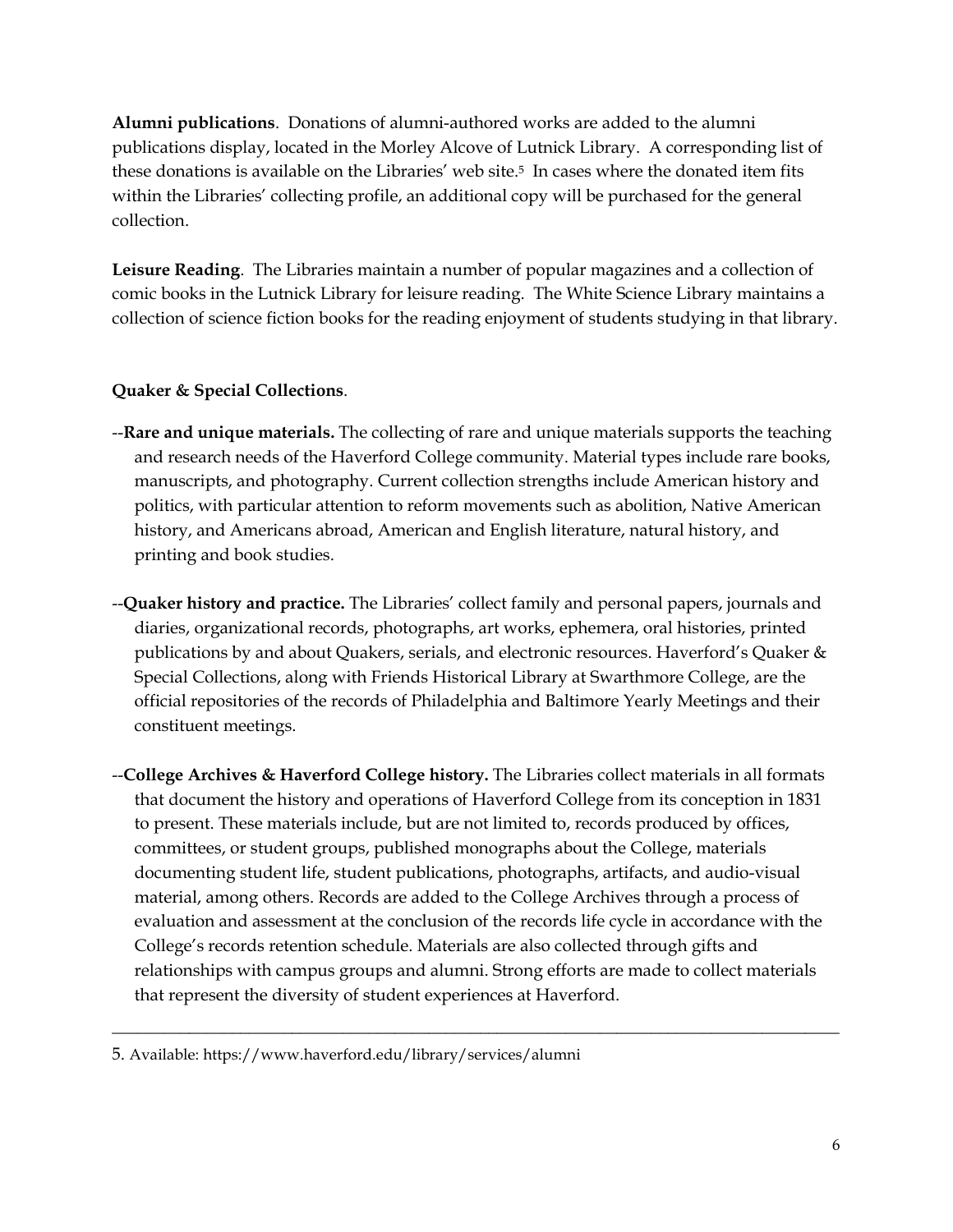**Alumni publications**. Donations of alumni-authored works are added to the alumni publications display, located in the Morley Alcove of Lutnick Library. A corresponding list of these donations is available on the Libraries' web site.[5] In cases where the donated item fits within the Libraries' collecting profile, an additional copy will be purchased for the general collection.

**Leisure Reading**. The Libraries maintain a number of popular magazines and a collection of comic books in the Lutnick Library for leisure reading. The White Science Library maintains a collection of science fiction books for the reading enjoyment of students studying in that library.

**Quaker & Special Collections**.

--**Rare and unique materials.** The collecting of rare and unique materials supports the teaching and research needs of the Haverford College community. Material types include rare books, manuscripts, and photography. Current collection strengths include American history and politics, with particular attention to reform movements such as abolition, Native American history, and Americans abroad, American and English literature, natural history, and printing and book studies.

--**Quaker history and practice.** The Libraries' collect family and personal papers, journals and diaries, organizational records, photographs, art works, ephemera, oral histories, printed publications by and about Quakers, serials, and electronic resources. Haverford's Quaker & Special Collections, along with Friends Historical Library at Swarthmore College, are the official repositories of the records of Philadelphia and Baltimore Yearly Meetings and their constituent meetings.

--**College Archives & Haverford College history.** The Libraries collect materials in all formats that document the history and operations of Haverford College from its conception in 1831 to present. These materials include, but are not limited to, records produced by offices, committees, or student groups, published monographs about the College, materials documenting student life, student publications, photographs, artifacts, and audio-visual material, among others. Records are added to the College Archives through a process of evaluation and assessment at the conclusion of the records life cycle in accordance with the College's records retention schedule. Materials are also collected through gifts and relationships with campus groups and alumni. Strong efforts are made to collect materials that represent the diversity of student experiences at Haverford.

---

5. Available: https://www.haverford.edu/library/services/alumni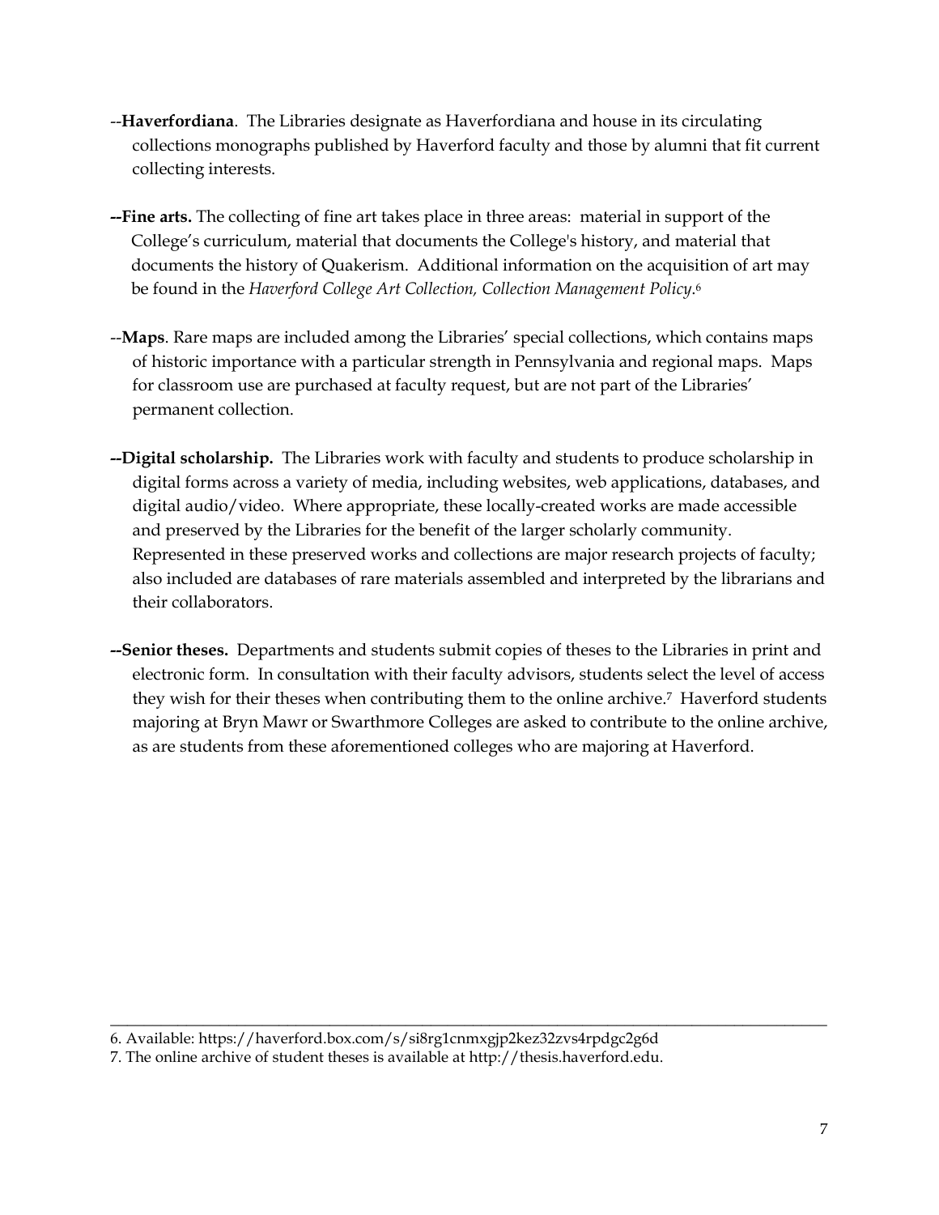--**Haverfordiana**. The Libraries designate as Haverfordiana and house in its circulating collections monographs published by Haverford faculty and those by alumni that fit current collecting interests.

**--Fine arts.** The collecting of fine art takes place in three areas: material in support of the College's curriculum, material that documents the College's history, and material that documents the history of Quakerism. Additional information on the acquisition of art may be found in the *Haverford College Art Collection, Collection Management Policy*.[6]

--**Maps**. Rare maps are included among the Libraries' special collections, which contains maps of historic importance with a particular strength in Pennsylvania and regional maps. Maps for classroom use are purchased at faculty request, but are not part of the Libraries' permanent collection.

**--Digital scholarship.** The Libraries work with faculty and students to produce scholarship in digital forms across a variety of media, including websites, web applications, databases, and digital audio/video. Where appropriate, these locally-created works are made accessible and preserved by the Libraries for the benefit of the larger scholarly community. Represented in these preserved works and collections are major research projects of faculty; also included are databases of rare materials assembled and interpreted by the librarians and their collaborators.

**--Senior theses.** Departments and students submit copies of theses to the Libraries in print and electronic form. In consultation with their faculty advisors, students select the level of access they wish for their theses when contributing them to the online archive.[7] Haverford students majoring at Bryn Mawr or Swarthmore Colleges are asked to contribute to the online archive, as are students from these aforementioned colleges who are majoring at Haverford.

---

6. Available: https://haverford.box.com/s/si8rg1cnmxgjp2kez32zvs4rpdgc2g6d
7. The online archive of student theses is available at http://thesis.haverford.edu.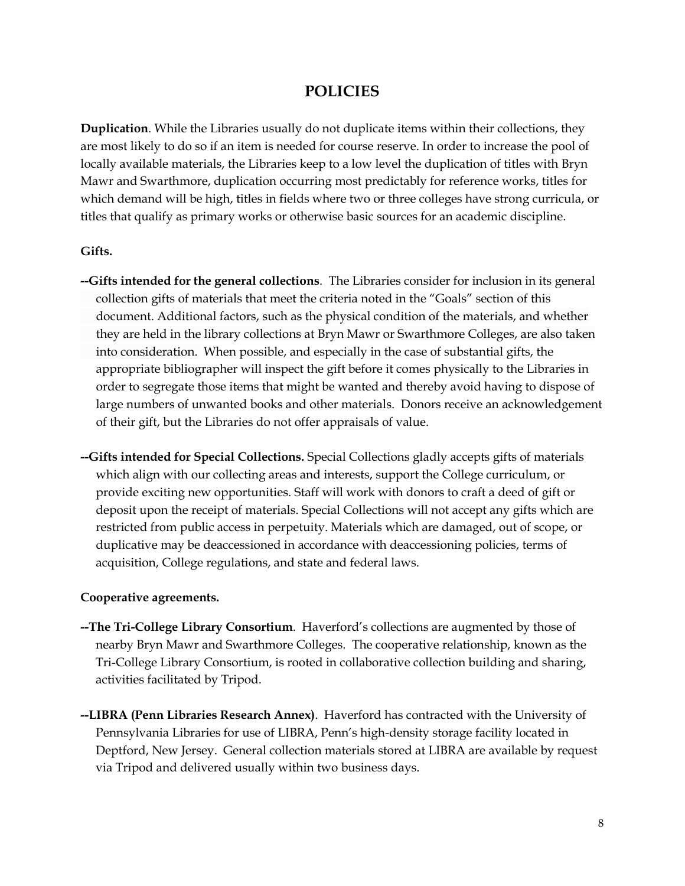# POLICIES

**Duplication**. While the Libraries usually do not duplicate items within their collections, they are most likely to do so if an item is needed for course reserve. In order to increase the pool of locally available materials, the Libraries keep to a low level the duplication of titles with Bryn Mawr and Swarthmore, duplication occurring most predictably for reference works, titles for which demand will be high, titles in fields where two or three colleges have strong curricula, or titles that qualify as primary works or otherwise basic sources for an academic discipline.

**Gifts.**

**--Gifts intended for the general collections**. The Libraries consider for inclusion in its general collection gifts of materials that meet the criteria noted in the "Goals" section of this document. Additional factors, such as the physical condition of the materials, and whether they are held in the library collections at Bryn Mawr or Swarthmore Colleges, are also taken into consideration. When possible, and especially in the case of substantial gifts, the appropriate bibliographer will inspect the gift before it comes physically to the Libraries in order to segregate those items that might be wanted and thereby avoid having to dispose of large numbers of unwanted books and other materials. Donors receive an acknowledgement of their gift, but the Libraries do not offer appraisals of value.

**--Gifts intended for Special Collections.** Special Collections gladly accepts gifts of materials which align with our collecting areas and interests, support the College curriculum, or provide exciting new opportunities. Staff will work with donors to craft a deed of gift or deposit upon the receipt of materials. Special Collections will not accept any gifts which are restricted from public access in perpetuity. Materials which are damaged, out of scope, or duplicative may be deaccessioned in accordance with deaccessioning policies, terms of acquisition, College regulations, and state and federal laws.

**Cooperative agreements.**

**--The Tri-College Library Consortium**. Haverford's collections are augmented by those of nearby Bryn Mawr and Swarthmore Colleges. The cooperative relationship, known as the Tri-College Library Consortium, is rooted in collaborative collection building and sharing, activities facilitated by Tripod.

**--LIBRA (Penn Libraries Research Annex)**. Haverford has contracted with the University of Pennsylvania Libraries for use of LIBRA, Penn's high-density storage facility located in Deptford, New Jersey. General collection materials stored at LIBRA are available by request via Tripod and delivered usually within two business days.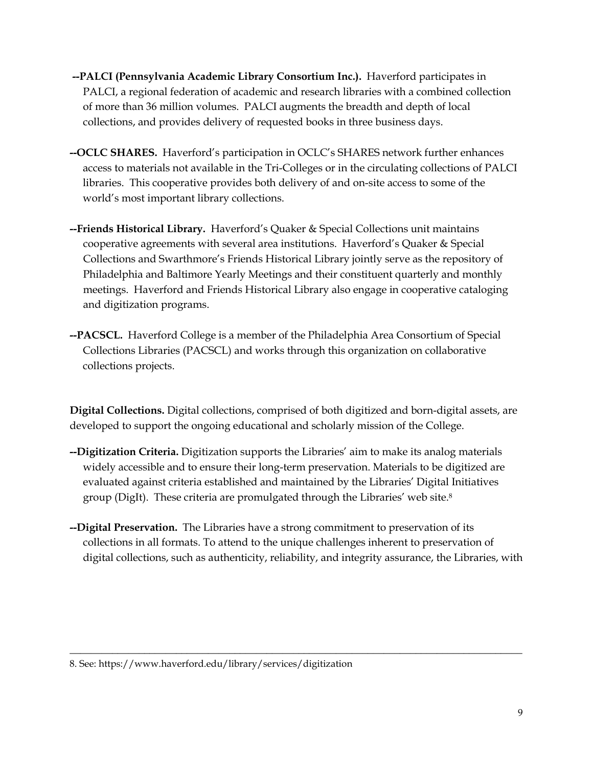**--PALCI (Pennsylvania Academic Library Consortium Inc.).** Haverford participates in PALCI, a regional federation of academic and research libraries with a combined collection of more than 36 million volumes. PALCI augments the breadth and depth of local collections, and provides delivery of requested books in three business days.

**--OCLC SHARES.** Haverford's participation in OCLC's SHARES network further enhances access to materials not available in the Tri-Colleges or in the circulating collections of PALCI libraries. This cooperative provides both delivery of and on-site access to some of the world's most important library collections.

**--Friends Historical Library.** Haverford's Quaker & Special Collections unit maintains cooperative agreements with several area institutions. Haverford's Quaker & Special Collections and Swarthmore's Friends Historical Library jointly serve as the repository of Philadelphia and Baltimore Yearly Meetings and their constituent quarterly and monthly meetings. Haverford and Friends Historical Library also engage in cooperative cataloging and digitization programs.

**--PACSCL.** Haverford College is a member of the Philadelphia Area Consortium of Special Collections Libraries (PACSCL) and works through this organization on collaborative collections projects.

**Digital Collections.** Digital collections, comprised of both digitized and born-digital assets, are developed to support the ongoing educational and scholarly mission of the College.

**--Digitization Criteria.** Digitization supports the Libraries' aim to make its analog materials widely accessible and to ensure their long-term preservation. Materials to be digitized are evaluated against criteria established and maintained by the Libraries' Digital Initiatives group (DigIt). These criteria are promulgated through the Libraries' web site.[8]

**--Digital Preservation.** The Libraries have a strong commitment to preservation of its collections in all formats. To attend to the unique challenges inherent to preservation of digital collections, such as authenticity, reliability, and integrity assurance, the Libraries, with

---

8. See: https://www.haverford.edu/library/services/digitization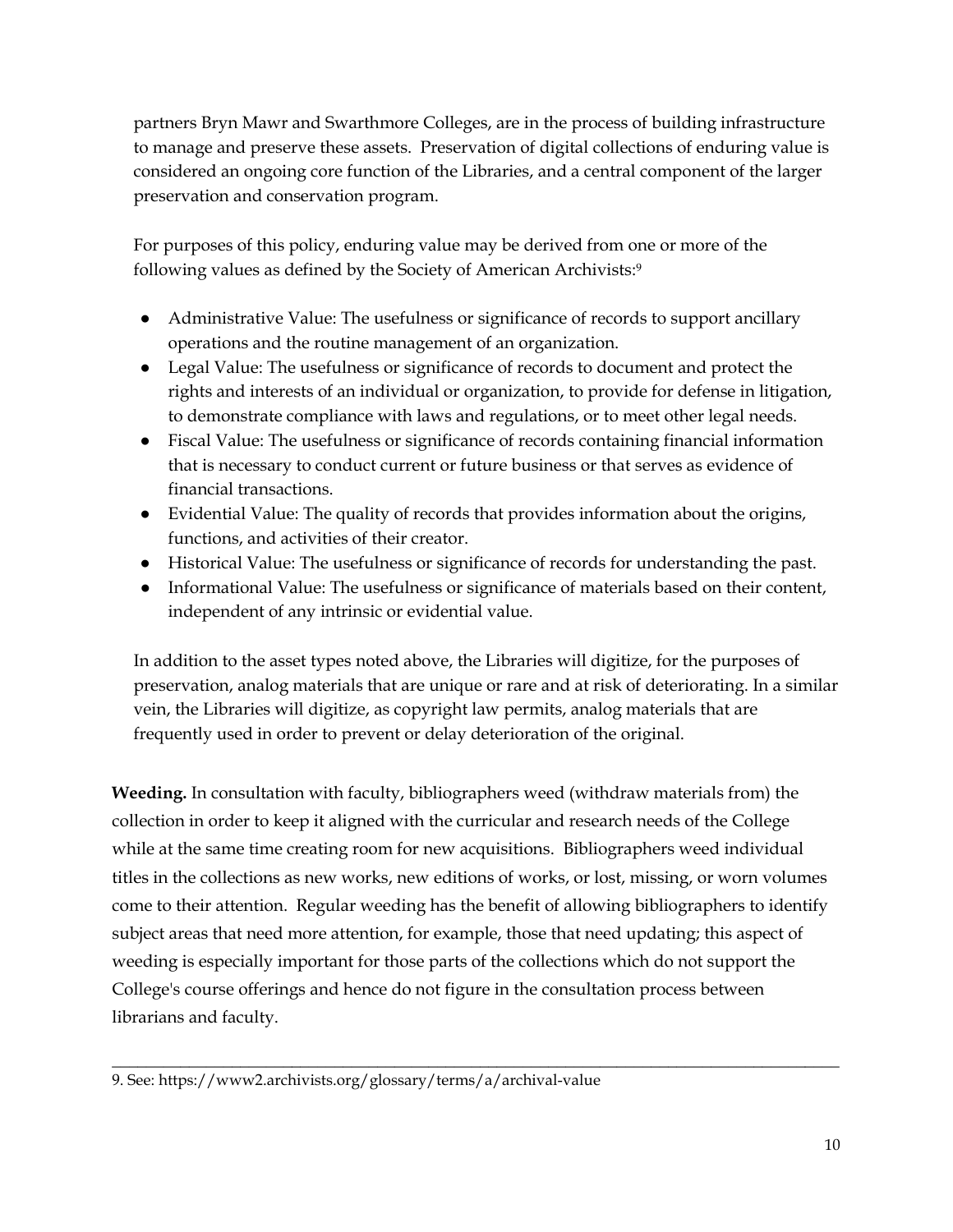partners Bryn Mawr and Swarthmore Colleges, are in the process of building infrastructure to manage and preserve these assets. Preservation of digital collections of enduring value is considered an ongoing core function of the Libraries, and a central component of the larger preservation and conservation program.

For purposes of this policy, enduring value may be derived from one or more of the following values as defined by the Society of American Archivists:[9]

- Administrative Value: The usefulness or significance of records to support ancillary operations and the routine management of an organization.
- Legal Value: The usefulness or significance of records to document and protect the rights and interests of an individual or organization, to provide for defense in litigation, to demonstrate compliance with laws and regulations, or to meet other legal needs.
- Fiscal Value: The usefulness or significance of records containing financial information that is necessary to conduct current or future business or that serves as evidence of financial transactions.
- Evidential Value: The quality of records that provides information about the origins, functions, and activities of their creator.
- Historical Value: The usefulness or significance of records for understanding the past.
- Informational Value: The usefulness or significance of materials based on their content, independent of any intrinsic or evidential value.

In addition to the asset types noted above, the Libraries will digitize, for the purposes of preservation, analog materials that are unique or rare and at risk of deteriorating. In a similar vein, the Libraries will digitize, as copyright law permits, analog materials that are frequently used in order to prevent or delay deterioration of the original.

**Weeding.** In consultation with faculty, bibliographers weed (withdraw materials from) the collection in order to keep it aligned with the curricular and research needs of the College while at the same time creating room for new acquisitions. Bibliographers weed individual titles in the collections as new works, new editions of works, or lost, missing, or worn volumes come to their attention. Regular weeding has the benefit of allowing bibliographers to identify subject areas that need more attention, for example, those that need updating; this aspect of weeding is especially important for those parts of the collections which do not support the College's course offerings and hence do not figure in the consultation process between librarians and faculty.

---

9. See: https://www2.archivists.org/glossary/terms/a/archival-value